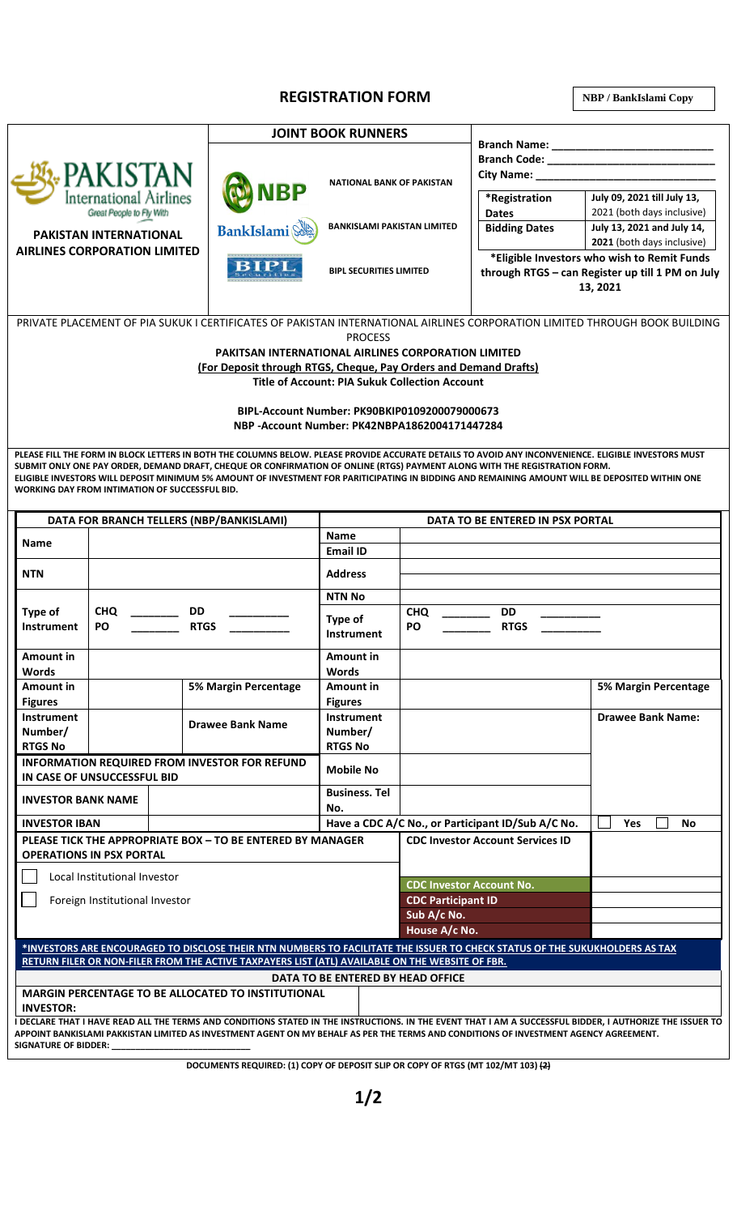# REGISTRATION FORM

**NBP / BankIslami Copy**

| PAKISTAN International Airlines – Great People to Fly With | JOINT BOOK RUNNERS | | Branch Name: ___ | |
|---|---|---|---|---|
| **PAKISTAN INTERNATIONAL AIRLINES CORPORATION LIMITED** | NBP | **NATIONAL BANK OF PAKISTAN** | Branch Code: ___ | |
| | BankIslami | **BANKISLAMI PAKISTAN LIMITED** | City Name: ___ | |
| | BIPL Securities | **BIPL SECURITIES LIMITED** | ***Registration Dates** | **July 09, 2021 till July 13, 2021** (both days inclusive) |
| | | | **Bidding Dates** | **July 13, 2021 and July 14, 2021** (both days inclusive) |
| | | | ***Eligible Investors who wish to Remit Funds through RTGS – can Register up till 1 PM on July 13, 2021** | |

PRIVATE PLACEMENT OF PIA SUKUK I CERTIFICATES OF PAKISTAN INTERNATIONAL AIRLINES CORPORATION LIMITED THROUGH BOOK BUILDING PROCESS

**PAKITSAN INTERNATIONAL AIRLINES CORPORATION LIMITED**

**(For Deposit through RTGS, Cheque, Pay Orders and Demand Drafts)**

**Title of Account: PIA Sukuk Collection Account**

**BIPL-Account Number: PK90BKIP0109200079000673**

**NBP -Account Number: PK42NBPA1862004171447284**

**PLEASE FILL THE FORM IN BLOCK LETTERS IN BOTH THE COLUMNS BELOW. PLEASE PROVIDE ACCURATE DETAILS TO AVOID ANY INCONVENIENCE. ELIGIBLE INVESTORS MUST SUBMIT ONLY ONE PAY ORDER, DEMAND DRAFT, CHEQUE OR CONFIRMATION OF ONLINE (RTGS) PAYMENT ALONG WITH THE REGISTRATION FORM. ELIGIBLE INVESTORS WILL DEPOSIT MINIMUM 5% AMOUNT OF INVESTMENT FOR PARITICIPATING IN BIDDING AND REMAINING AMOUNT WILL BE DEPOSITED WITHIN ONE WORKING DAY FROM INTIMATION OF SUCCESSFUL BID.**

| DATA FOR BRANCH TELLERS (NBP/BANKISLAMI) | | | | DATA TO BE ENTERED IN PSX PORTAL | | |
|---|---|---|---|---|---|---|
| **Name** | | | | **Name** | | |
| | | | | **Email ID** | | |
| **NTN** | | | | **Address** | | |
| | | | | **NTN No** | | |
| **Type of Instrument** | **CHQ** ___ **PO** ___ | **DD** ___ **RTGS** ___ | | **Type of Instrument** | **CHQ** ___ **PO** ___ | **DD** ___ **RTGS** ___ |
| **Amount in Words** | | | | **Amount in Words** | | |
| **Amount in Figures** | | **5% Margin Percentage** | | **Amount in Figures** | | **5% Margin Percentage** |
| **Instrument Number/ RTGS No** | | **Drawee Bank Name** | | **Instrument Number/ RTGS No** | | **Drawee Bank Name:** |
| **INFORMATION REQUIRED FROM INVESTOR FOR REFUND IN CASE OF UNSUCCESSFUL BID** | | | | **Mobile No** | | |
| **INVESTOR BANK NAME** | | | | **Business. Tel No.** | | |
| **INVESTOR IBAN** | | | | **Have a CDC A/C No., or Participant ID/Sub A/C No.** | | ☐ **Yes** ☐ **No** |
| **PLEASE TICK THE APPROPRIATE BOX – TO BE ENTERED BY MANAGER OPERATIONS IN PSX PORTAL** | | | | **CDC Investor Account Services ID** | | |
| ☐ Local Institutional Investor | | | | **CDC Investor Account No.** | | |
| ☐ Foreign Institutional Investor | | | | **CDC Participant ID** | | |
| | | | | **Sub A/c No.** | | |
| | | | | **House A/c No.** | | |

**\*INVESTORS ARE ENCOURAGED TO DISCLOSE THEIR NTN NUMBERS TO FACILITATE THE ISSUER TO CHECK STATUS OF THE SUKUKHOLDERS AS TAX RETURN FILER OR NON-FILER FROM THE ACTIVE TAXPAYERS LIST (ATL) AVAILABLE ON THE WEBSITE OF FBR.**

**DATA TO BE ENTERED BY HEAD OFFICE**

| **MARGIN PERCENTAGE TO BE ALLOCATED TO INSTITUTIONAL INVESTOR:** | |
|---|---|

**I DECLARE THAT I HAVE READ ALL THE TERMS AND CONDITIONS STATED IN THE INSTRUCTIONS. IN THE EVENT THAT I AM A SUCCESSFUL BIDDER, I AUTHORIZE THE ISSUER TO APPOINT BANKISLAMI PAKKISTAN LIMITED AS INVESTMENT AGENT ON MY BEHALF AS PER THE TERMS AND CONDITIONS OF INVESTMENT AGENCY AGREEMENT.**

**SIGNATURE OF BIDDER: ___**

**DOCUMENTS REQUIRED: (1) COPY OF DEPOSIT SLIP OR COPY OF RTGS (MT 102/MT 103) ~~(2)~~**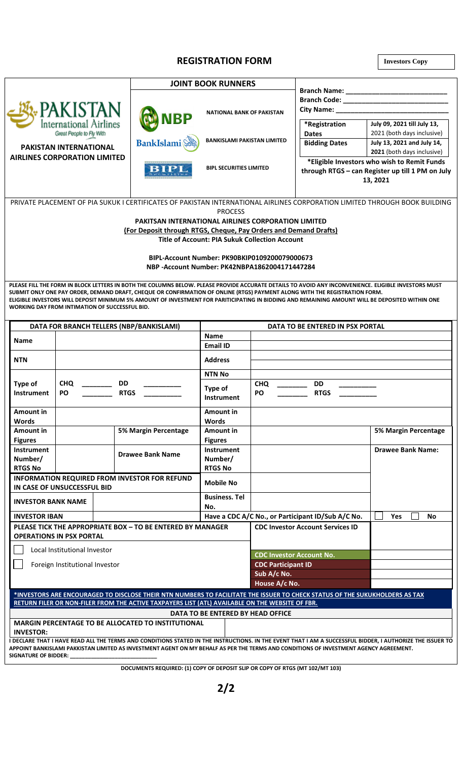# REGISTRATION FORM

**Investors Copy**

| | JOINT BOOK RUNNERS | | |
|---|---|---|---|
| PAKISTAN International Airlines Great People to Fly With **PAKISTAN INTERNATIONAL AIRLINES CORPORATION LIMITED** | NBP | **NATIONAL BANK OF PAKISTAN** | **Branch Name:** ____________ **Branch Code:** ____________ **City Name:** ____________ |
| | BankIslami | **BANKISLAMI PAKISTAN LIMITED** | ***Registration Dates**: **July 09, 2021 till July 13, 2021** (both days inclusive) **Bidding Dates**: **July 13, 2021 and July 14, 2021** (both days inclusive) |
| | BIPL Securities | **BIPL SECURITIES LIMITED** | ***Eligible Investors who wish to Remit Funds through RTGS – can Register up till 1 PM on July 13, 2021** |

PRIVATE PLACEMENT OF PIA SUKUK I CERTIFICATES OF PAKISTAN INTERNATIONAL AIRLINES CORPORATION LIMITED THROUGH BOOK BUILDING PROCESS

**PAKITSAN INTERNATIONAL AIRLINES CORPORATION LIMITED**

**(For Deposit through RTGS, Cheque, Pay Orders and Demand Drafts)**

**Title of Account: PIA Sukuk Collection Account**

**BIPL-Account Number: PK90BKIP0109200079000673**

**NBP -Account Number: PK42NBPA1862004171447284**

**PLEASE FILL THE FORM IN BLOCK LETTERS IN BOTH THE COLUMNS BELOW. PLEASE PROVIDE ACCURATE DETAILS TO AVOID ANY INCONVENIENCE. ELIGIBLE INVESTORS MUST SUBMIT ONLY ONE PAY ORDER, DEMAND DRAFT, CHEQUE OR CONFIRMATION OF ONLINE (RTGS) PAYMENT ALONG WITH THE REGISTRATION FORM. ELIGIBLE INVESTORS WILL DEPOSIT MINIMUM 5% AMOUNT OF INVESTMENT FOR PARITICIPATING IN BIDDING AND REMAINING AMOUNT WILL BE DEPOSITED WITHIN ONE WORKING DAY FROM INTIMATION OF SUCCESSFUL BID.**

| DATA FOR BRANCH TELLERS (NBP/BANKISLAMI) | | | | DATA TO BE ENTERED IN PSX PORTAL | | |
|---|---|---|---|---|---|---|
| **Name** | | | | **Name** | | |
| | | | | **Email ID** | | |
| **NTN** | | | | **Address** | | |
| | | | | **NTN No** | | |
| **Type of Instrument** | **CHQ** ____ **PO** ____ | **DD** ____ **RTGS** ____ | | **Type of Instrument** | **CHQ** ____ **PO** ____ **DD** ____ **RTGS** ____ | |
| **Amount in Words** | | | | **Amount in Words** | | |
| **Amount in Figures** | | **5% Margin Percentage** | | **Amount in Figures** | | **5% Margin Percentage** |
| **Instrument Number/ RTGS No** | | **Drawee Bank Name** | | **Instrument Number/ RTGS No** | | **Drawee Bank Name:** |
| **INFORMATION REQUIRED FROM INVESTOR FOR REFUND IN CASE OF UNSUCCESSFUL BID** | | | | **Mobile No** | | |
| **INVESTOR BANK NAME** | | | | **Business. Tel No.** | | |
| **INVESTOR IBAN** | | | | **Have a CDC A/C No., or Participant ID/Sub A/C No.** | | ☐ **Yes** ☐ **No** |
| **PLEASE TICK THE APPROPRIATE BOX – TO BE ENTERED BY MANAGER OPERATIONS IN PSX PORTAL** | | | | **CDC Investor Account Services ID** | | |
| ☐ Local Institutional Investor | | | | **CDC Investor Account No.** | | |
| ☐ Foreign Institutional Investor | | | | **CDC Participant ID** | | |
| | | | | **Sub A/c No.** | | |
| | | | | **House A/c No.** | | |

**\*INVESTORS ARE ENCOURAGED TO DISCLOSE THEIR NTN NUMBERS TO FACILITATE THE ISSUER TO CHECK STATUS OF THE SUKUKHOLDERS AS TAX RETURN FILER OR NON-FILER FROM THE ACTIVE TAXPAYERS LIST (ATL) AVAILABLE ON THE WEBSITE OF FBR.**

**DATA TO BE ENTERED BY HEAD OFFICE**

**MARGIN PERCENTAGE TO BE ALLOCATED TO INSTITUTIONAL INVESTOR:**

**I DECLARE THAT I HAVE READ ALL THE TERMS AND CONDITIONS STATED IN THE INSTRUCTIONS. IN THE EVENT THAT I AM A SUCCESSFUL BIDDER, I AUTHORIZE THE ISSUER TO APPOINT BANKISLAMI PAKISTAN LIMITED AS INVESTMENT AGENT ON MY BEHALF AS PER THE TERMS AND CONDITIONS OF INVESTMENT AGENCY AGREEMENT.**

**SIGNATURE OF BIDDER:** ____________________

**DOCUMENTS REQUIRED: (1) COPY OF DEPOSIT SLIP OR COPY OF RTGS (MT 102/MT 103)**